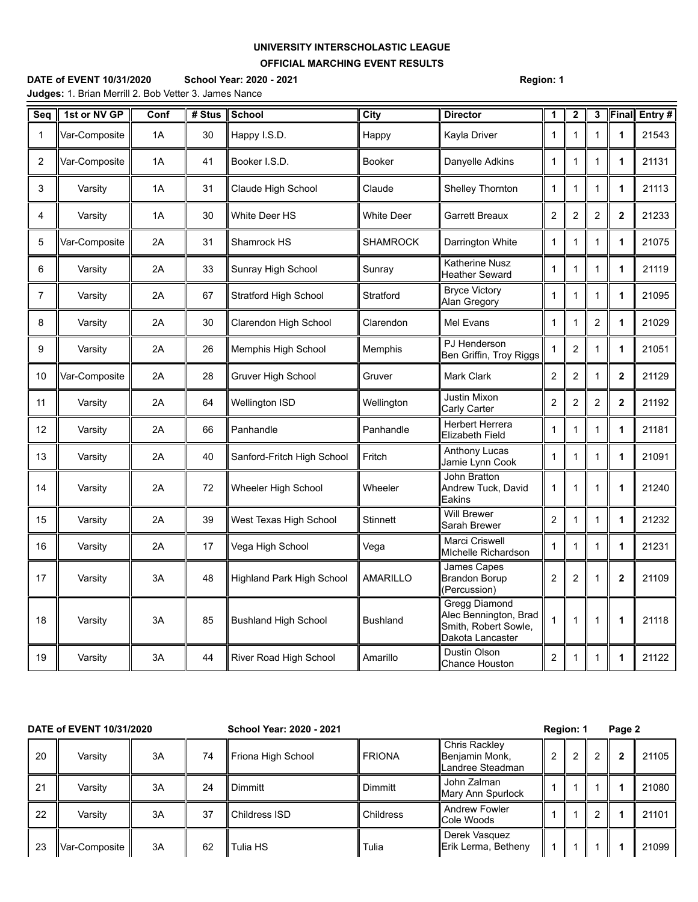# UNIVERSITY INTERSCHOLASTIC LEAGUE

## OFFICIAL MARCHING EVENT RESULTS

**DATE of EVENT 10/31/2020** **School Year: 2020 - 2021** **Region: 1**

**Judges:** 1. Brian Merrill 2. Bob Vetter 3. James Nance

| Seq | 1st or NV GP | Conf | # Stus | School | City | Director | 1 | 2 | 3 | Final | Entry # |
|---|---|---|---|---|---|---|---|---|---|---|---|
| 1 | Var-Composite | 1A | 30 | Happy I.S.D. | Happy | Kayla Driver | 1 | 1 | 1 | **1** | 21543 |
| 2 | Var-Composite | 1A | 41 | Booker I.S.D. | Booker | Danyelle Adkins | 1 | 1 | 1 | **1** | 21131 |
| 3 | Varsity | 1A | 31 | Claude High School | Claude | Shelley Thornton | 1 | 1 | 1 | **1** | 21113 |
| 4 | Varsity | 1A | 30 | White Deer HS | White Deer | Garrett Breaux | 2 | 2 | 2 | **2** | 21233 |
| 5 | Var-Composite | 2A | 31 | Shamrock HS | SHAMROCK | Darrington White | 1 | 1 | 1 | **1** | 21075 |
| 6 | Varsity | 2A | 33 | Sunray High School | Sunray | Katherine Nusz Heather Seward | 1 | 1 | 1 | **1** | 21119 |
| 7 | Varsity | 2A | 67 | Stratford High School | Stratford | Bryce Victory Alan Gregory | 1 | 1 | 1 | **1** | 21095 |
| 8 | Varsity | 2A | 30 | Clarendon High School | Clarendon | Mel Evans | 1 | 1 | 2 | **1** | 21029 |
| 9 | Varsity | 2A | 26 | Memphis High School | Memphis | PJ Henderson Ben Griffin, Troy Riggs | 1 | 2 | 1 | **1** | 21051 |
| 10 | Var-Composite | 2A | 28 | Gruver High School | Gruver | Mark Clark | 2 | 2 | 1 | **2** | 21129 |
| 11 | Varsity | 2A | 64 | Wellington ISD | Wellington | Justin Mixon Carly Carter | 2 | 2 | 2 | **2** | 21192 |
| 12 | Varsity | 2A | 66 | Panhandle | Panhandle | Herbert Herrera Elizabeth Field | 1 | 1 | 1 | **1** | 21181 |
| 13 | Varsity | 2A | 40 | Sanford-Fritch High School | Fritch | Anthony Lucas Jamie Lynn Cook | 1 | 1 | 1 | **1** | 21091 |
| 14 | Varsity | 2A | 72 | Wheeler High School | Wheeler | John Bratton Andrew Tuck, David Eakins | 1 | 1 | 1 | **1** | 21240 |
| 15 | Varsity | 2A | 39 | West Texas High School | Stinnett | Will Brewer Sarah Brewer | 2 | 1 | 1 | **1** | 21232 |
| 16 | Varsity | 2A | 17 | Vega High School | Vega | Marci Criswell MIchelle Richardson | 1 | 1 | 1 | **1** | 21231 |
| 17 | Varsity | 3A | 48 | Highland Park High School | AMARILLO | James Capes Brandon Borup (Percussion) | 2 | 2 | 1 | **2** | 21109 |
| 18 | Varsity | 3A | 85 | Bushland High School | Bushland | Gregg Diamond Alec Bennington, Brad Smith, Robert Sowle, Dakota Lancaster | 1 | 1 | 1 | **1** | 21118 |
| 19 | Varsity | 3A | 44 | River Road High School | Amarillo | Dustin Olson Chance Houston | 2 | 1 | 1 | **1** | 21122 |
| 20 | Varsity | 3A | 74 | Friona High School | FRIONA | Chris Rackley Benjamin Monk, Landree Steadman | 2 | 2 | 2 | **2** | 21105 |
| 21 | Varsity | 3A | 24 | Dimmitt | Dimmitt | John Zalman Mary Ann Spurlock | 1 | 1 | 1 | **1** | 21080 |
| 22 | Varsity | 3A | 37 | Childress ISD | Childress | Andrew Fowler Cole Woods | 1 | 1 | 2 | **1** | 21101 |
| 23 | Var-Composite | 3A | 62 | Tulia HS | Tulia | Derek Vasquez Erik Lerma, Betheny | 1 | 1 | 1 | **1** | 21099 |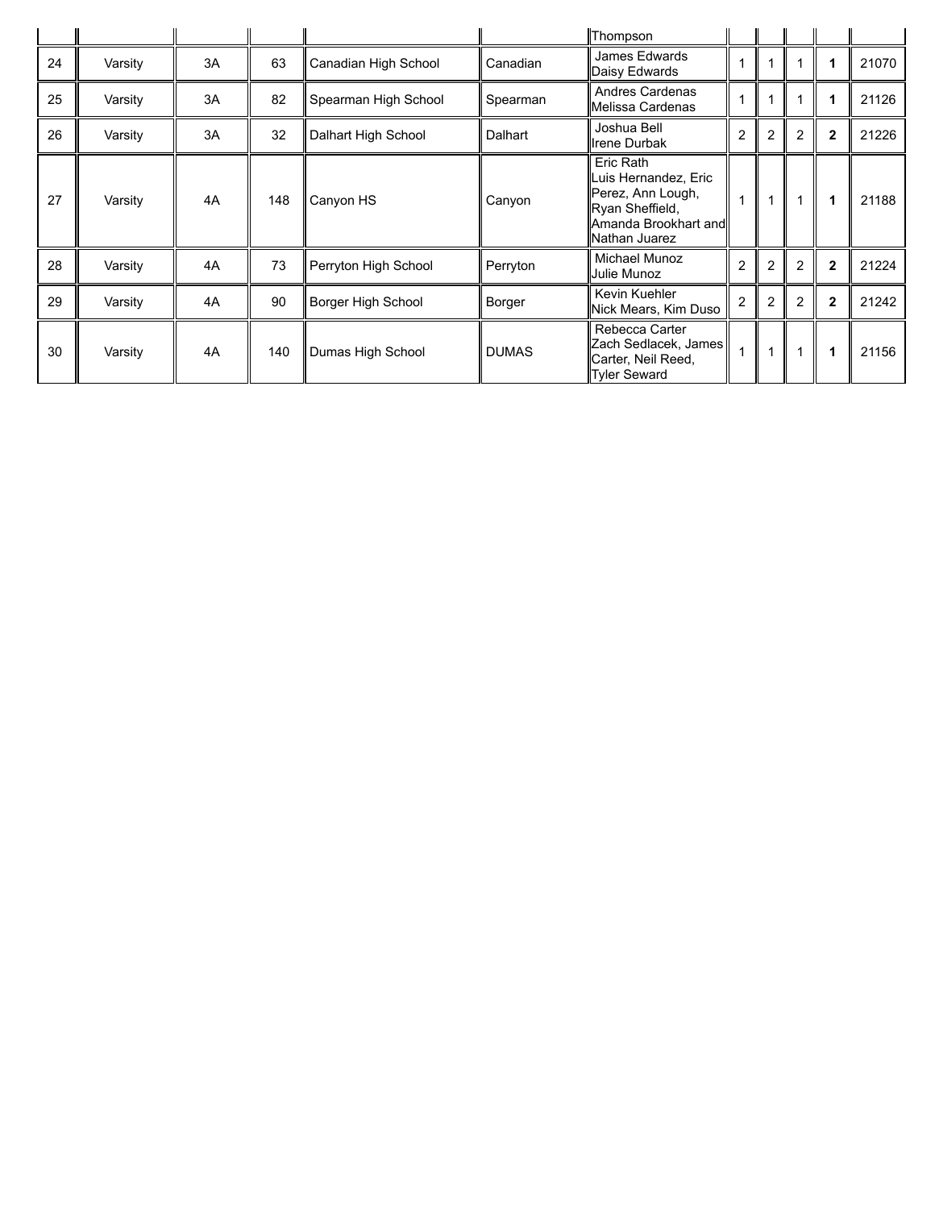| | | | | | | | | | | | |
|---|---|---|---|---|---|---|---|---|---|---|---|
| | | | | | | Thompson | | | | | |
| 24 | Varsity | 3A | 63 | Canadian High School | Canadian | James Edwards Daisy Edwards | 1 | 1 | 1 | **1** | 21070 |
| 25 | Varsity | 3A | 82 | Spearman High School | Spearman | Andres Cardenas Melissa Cardenas | 1 | 1 | 1 | **1** | 21126 |
| 26 | Varsity | 3A | 32 | Dalhart High School | Dalhart | Joshua Bell Irene Durbak | 2 | 2 | 2 | **2** | 21226 |
| 27 | Varsity | 4A | 148 | Canyon HS | Canyon | Eric Rath Luis Hernandez, Eric Perez, Ann Lough, Ryan Sheffield, Amanda Brookhart and Nathan Juarez | 1 | 1 | 1 | **1** | 21188 |
| 28 | Varsity | 4A | 73 | Perryton High School | Perryton | Michael Munoz Julie Munoz | 2 | 2 | 2 | **2** | 21224 |
| 29 | Varsity | 4A | 90 | Borger High School | Borger | Kevin Kuehler Nick Mears, Kim Duso | 2 | 2 | 2 | **2** | 21242 |
| 30 | Varsity | 4A | 140 | Dumas High School | DUMAS | Rebecca Carter Zach Sedlacek, James Carter, Neil Reed, Tyler Seward | 1 | 1 | 1 | **1** | 21156 |